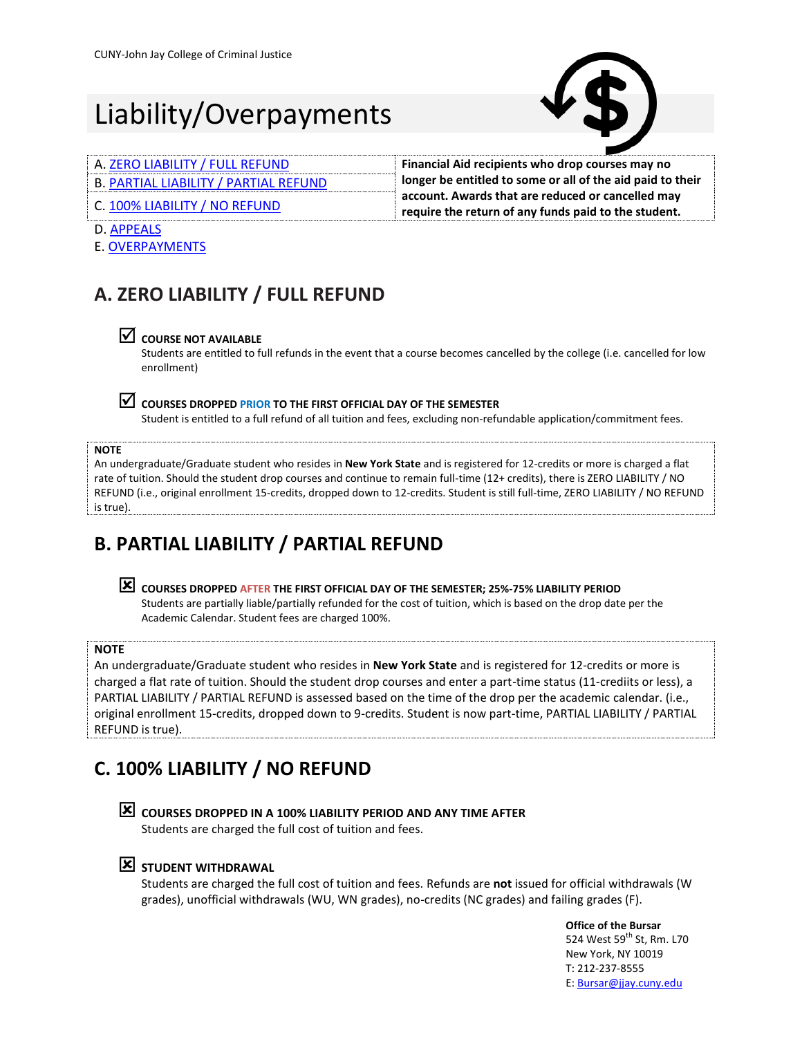CUNY-John Jay College of Criminal Justice

# Liability/Overpayments

| | |
|---|---|
| A. ZERO LIABILITY / FULL REFUND | **Financial Aid recipients who drop courses may no longer be entitled to some or all of the aid paid to their account. Awards that are reduced or cancelled may require the return of any funds paid to the student.** |
| B. PARTIAL LIABILITY / PARTIAL REFUND | |
| C. 100% LIABILITY / NO REFUND | |

D. APPEALS
E. OVERPAYMENTS

## A. ZERO LIABILITY / FULL REFUND

☑ **COURSE NOT AVAILABLE**
Students are entitled to full refunds in the event that a course becomes cancelled by the college (i.e. cancelled for low enrollment)

☑ **COURSES DROPPED PRIOR TO THE FIRST OFFICIAL DAY OF THE SEMESTER**
Student is entitled to a full refund of all tuition and fees, excluding non-refundable application/commitment fees.

**NOTE**
An undergraduate/Graduate student who resides in **New York State** and is registered for 12-credits or more is charged a flat rate of tuition. Should the student drop courses and continue to remain full-time (12+ credits), there is ZERO LIABILITY / NO REFUND (i.e., original enrollment 15-credits, dropped down to 12-credits. Student is still full-time, ZERO LIABILITY / NO REFUND is true).

## B. PARTIAL LIABILITY / PARTIAL REFUND

☒ **COURSES DROPPED AFTER THE FIRST OFFICIAL DAY OF THE SEMESTER; 25%-75% LIABILITY PERIOD**
Students are partially liable/partially refunded for the cost of tuition, which is based on the drop date per the Academic Calendar. Student fees are charged 100%.

**NOTE**
An undergraduate/Graduate student who resides in **New York State** and is registered for 12-credits or more is charged a flat rate of tuition. Should the student drop courses and enter a part-time status (11-crediits or less), a PARTIAL LIABILITY / PARTIAL REFUND is assessed based on the time of the drop per the academic calendar. (i.e., original enrollment 15-credits, dropped down to 9-credits. Student is now part-time, PARTIAL LIABILITY / PARTIAL REFUND is true).

## C. 100% LIABILITY / NO REFUND

☒ **COURSES DROPPED IN A 100% LIABILITY PERIOD AND ANY TIME AFTER**
Students are charged the full cost of tuition and fees.

☒ **STUDENT WITHDRAWAL**
Students are charged the full cost of tuition and fees. Refunds are **not** issued for official withdrawals (W grades), unofficial withdrawals (WU, WN grades), no-credits (NC grades) and failing grades (F).

**Office of the Bursar**
524 West 59th St, Rm. L70
New York, NY 10019
T: 212-237-8555
E: Bursar@jjay.cuny.edu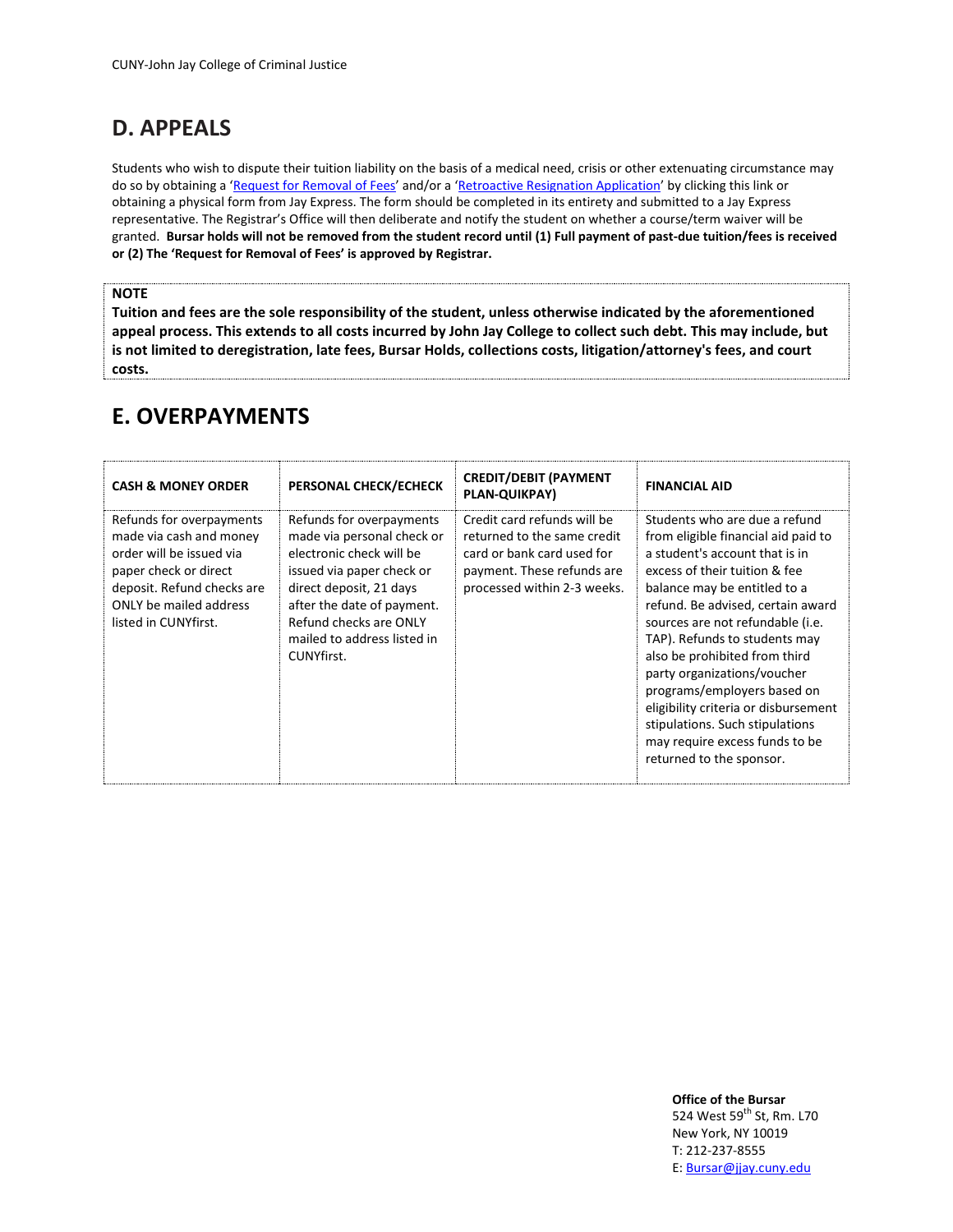## D. APPEALS

Students who wish to dispute their tuition liability on the basis of a medical need, crisis or other extenuating circumstance may do so by obtaining a 'Request for Removal of Fees' and/or a 'Retroactive Resignation Application' by clicking this link or obtaining a physical form from Jay Express. The form should be completed in its entirety and submitted to a Jay Express representative. The Registrar's Office will then deliberate and notify the student on whether a course/term waiver will be granted. **Bursar holds will not be removed from the student record until (1) Full payment of past-due tuition/fees is received or (2) The 'Request for Removal of Fees' is approved by Registrar.**

**NOTE**
**Tuition and fees are the sole responsibility of the student, unless otherwise indicated by the aforementioned appeal process. This extends to all costs incurred by John Jay College to collect such debt. This may include, but is not limited to deregistration, late fees, Bursar Holds, collections costs, litigation/attorney's fees, and court costs.**

## E. OVERPAYMENTS

| CASH & MONEY ORDER | PERSONAL CHECK/ECHECK | CREDIT/DEBIT (PAYMENT PLAN-QUIKPAY) | FINANCIAL AID |
|---|---|---|---|
| Refunds for overpayments made via cash and money order will be issued via paper check or direct deposit. Refund checks are ONLY be mailed address listed in CUNYfirst. | Refunds for overpayments made via personal check or electronic check will be issued via paper check or direct deposit, 21 days after the date of payment. Refund checks are ONLY mailed to address listed in CUNYfirst. | Credit card refunds will be returned to the same credit card or bank card used for payment. These refunds are processed within 2-3 weeks. | Students who are due a refund from eligible financial aid paid to a student's account that is in excess of their tuition & fee balance may be entitled to a refund. Be advised, certain award sources are not refundable (i.e. TAP). Refunds to students may also be prohibited from third party organizations/voucher programs/employers based on eligibility criteria or disbursement stipulations. Such stipulations may require excess funds to be returned to the sponsor. |

**Office of the Bursar**
524 West 59th St, Rm. L70
New York, NY 10019
T: 212-237-8555
E: Bursar@jjay.cuny.edu